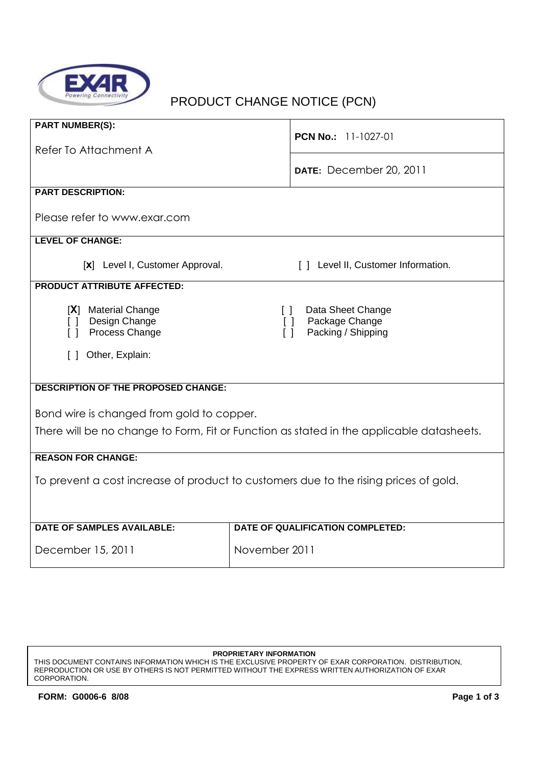EXAR
Powering Connectivity

# PRODUCT CHANGE NOTICE (PCN)

| **PART NUMBER(S):** | **PCN No.:** 11-1027-01 |
|---|---|
| Refer To Attachment A | **DATE:** December 20, 2011 |

**PART DESCRIPTION:**

Please refer to www.exar.com

**LEVEL OF CHANGE:**

[**x**] Level I, Customer Approval. [ ] Level II, Customer Information.

**PRODUCT ATTRIBUTE AFFECTED:**

- [**X**] Material Change
- [ ] Design Change
- [ ] Process Change
- [ ] Data Sheet Change
- [ ] Package Change
- [ ] Packing / Shipping
- [ ] Other, Explain:

**DESCRIPTION OF THE PROPOSED CHANGE:**

Bond wire is changed from gold to copper.

There will be no change to Form, Fit or Function as stated in the applicable datasheets.

**REASON FOR CHANGE:**

To prevent a cost increase of product to customers due to the rising prices of gold.

| **DATE OF SAMPLES AVAILABLE:** | **DATE OF QUALIFICATION COMPLETED:** |
|---|---|
| December 15, 2011 | November 2011 |

**PROPRIETARY INFORMATION**

THIS DOCUMENT CONTAINS INFORMATION WHICH IS THE EXCLUSIVE PROPERTY OF EXAR CORPORATION. DISTRIBUTION, REPRODUCTION OR USE BY OTHERS IS NOT PERMITTED WITHOUT THE EXPRESS WRITTEN AUTHORIZATION OF EXAR CORPORATION.

**FORM: G0006-6 8/08**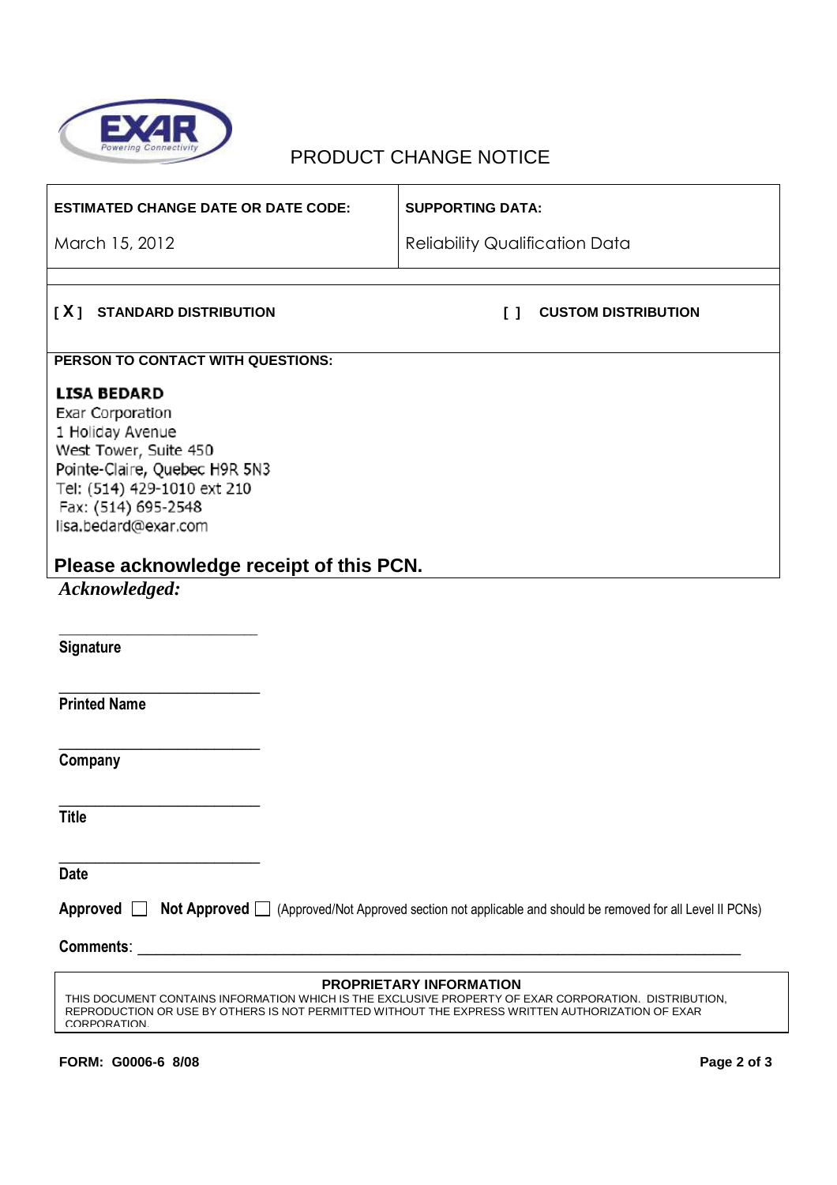# PRODUCT CHANGE NOTICE

| ESTIMATED CHANGE DATE OR DATE CODE: | SUPPORTING DATA: |
|---|---|
| March 15, 2012 | Reliability Qualification Data |

**[ X ] STANDARD DISTRIBUTION** **[ ] CUSTOM DISTRIBUTION**

**PERSON TO CONTACT WITH QUESTIONS:**

**LISA BEDARD**
Exar Corporation
1 Holiday Avenue
West Tower, Suite 450
Pointe-Claire, Quebec H9R 5N3
Tel: (514) 429-1010 ext 210
Fax: (514) 695-2548
lisa.bedard@exar.com

## Please acknowledge receipt of this PCN.

***Acknowledged:***

___________________________
**Signature**

___________________________
**Printed Name**

___________________________
**Company**

___________________________
**Title**

___________________________
**Date**

**Approved** ☐ **Not Approved** ☐ (Approved/Not Approved section not applicable and should be removed for all Level II PCNs)

**Comments**: ____________________________________________________________________________

**PROPRIETARY INFORMATION**
THIS DOCUMENT CONTAINS INFORMATION WHICH IS THE EXCLUSIVE PROPERTY OF EXAR CORPORATION. DISTRIBUTION, REPRODUCTION OR USE BY OTHERS IS NOT PERMITTED WITHOUT THE EXPRESS WRITTEN AUTHORIZATION OF EXAR CORPORATION.

**FORM: G0006-6 8/08**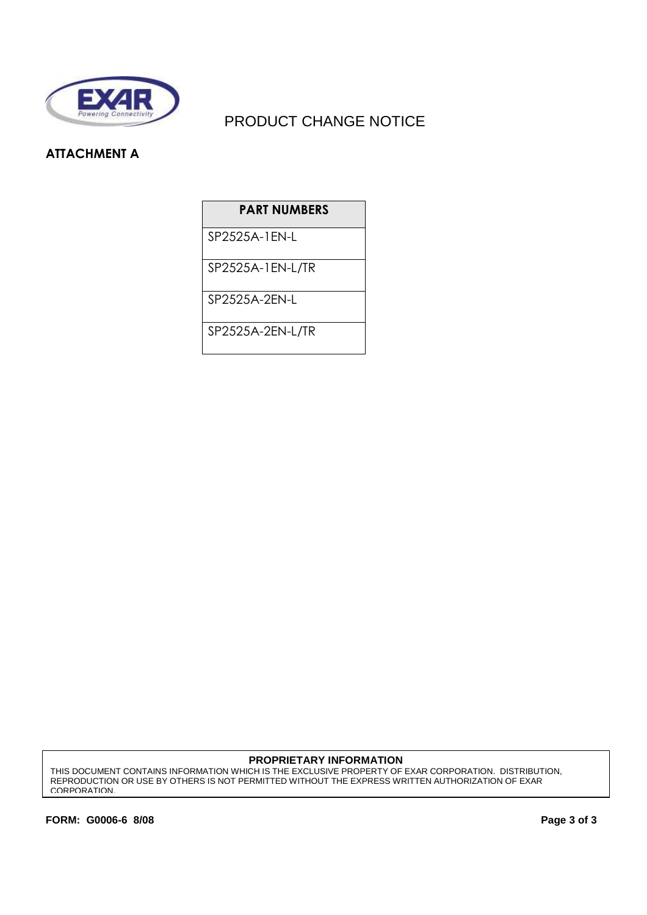# PRODUCT CHANGE NOTICE

## ATTACHMENT A

| PART NUMBERS |
|---|
| SP2525A-1EN-L |
| SP2525A-1EN-L/TR |
| SP2525A-2EN-L |
| SP2525A-2EN-L/TR |

**PROPRIETARY INFORMATION**

THIS DOCUMENT CONTAINS INFORMATION WHICH IS THE EXCLUSIVE PROPERTY OF EXAR CORPORATION. DISTRIBUTION, REPRODUCTION OR USE BY OTHERS IS NOT PERMITTED WITHOUT THE EXPRESS WRITTEN AUTHORIZATION OF EXAR CORPORATION.

**FORM: G0006-6 8/08**